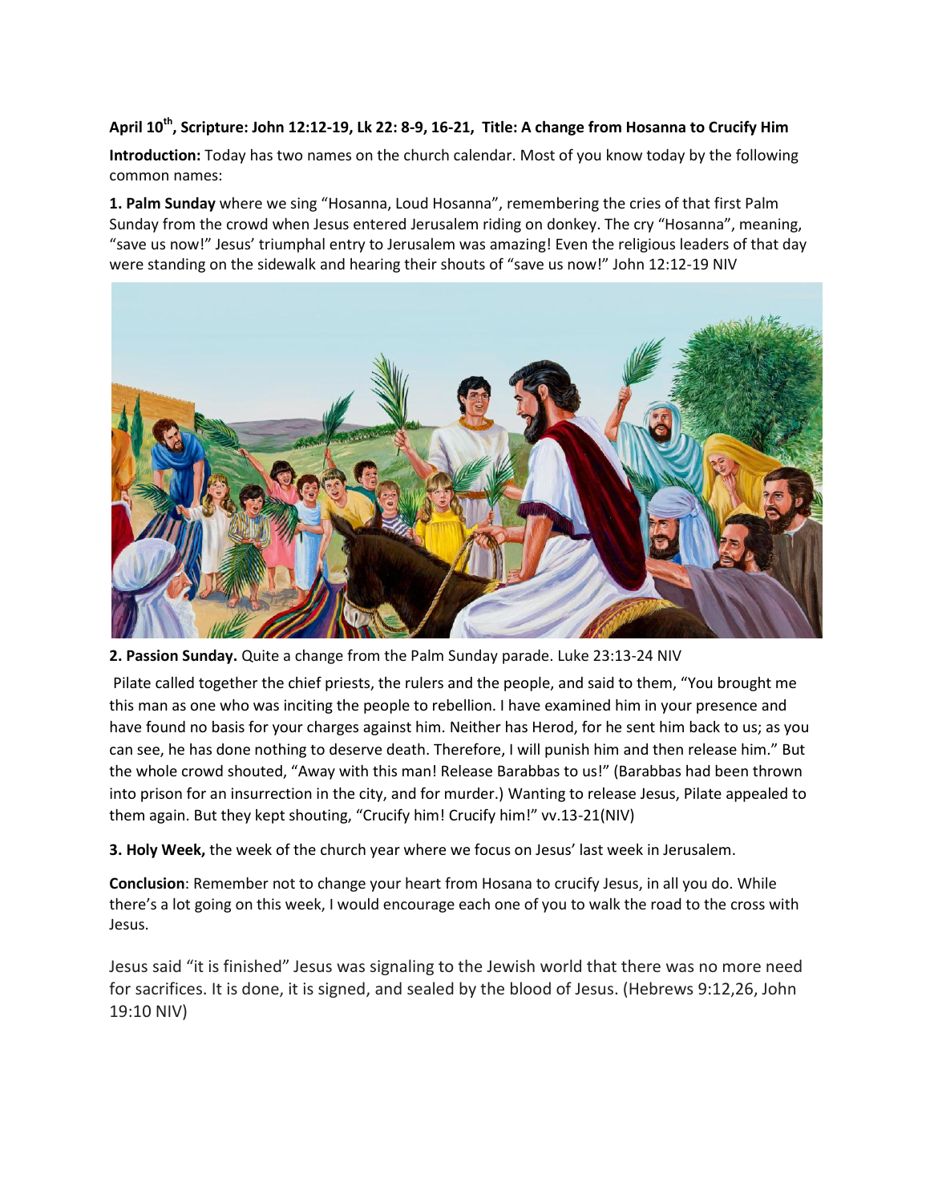**April 10th, Scripture: John 12:12-19, Lk 22: 8-9, 16-21, Title: A change from Hosanna to Crucify Him**

**Introduction:** Today has two names on the church calendar. Most of you know today by the following common names:

**1. Palm Sunday** where we sing "Hosanna, Loud Hosanna", remembering the cries of that first Palm Sunday from the crowd when Jesus entered Jerusalem riding on donkey. The cry "Hosanna", meaning, "save us now!" Jesus' triumphal entry to Jerusalem was amazing! Even the religious leaders of that day were standing on the sidewalk and hearing their shouts of "save us now!" John 12:12-19 NIV

**2. Passion Sunday.** Quite a change from the Palm Sunday parade. Luke 23:13-24 NIV

Pilate called together the chief priests, the rulers and the people, and said to them, "You brought me this man as one who was inciting the people to rebellion. I have examined him in your presence and have found no basis for your charges against him. Neither has Herod, for he sent him back to us; as you can see, he has done nothing to deserve death. Therefore, I will punish him and then release him." But the whole crowd shouted, "Away with this man! Release Barabbas to us!" (Barabbas had been thrown into prison for an insurrection in the city, and for murder.) Wanting to release Jesus, Pilate appealed to them again. But they kept shouting, "Crucify him! Crucify him!" vv.13-21(NIV)

**3. Holy Week,** the week of the church year where we focus on Jesus' last week in Jerusalem.

**Conclusion**: Remember not to change your heart from Hosana to crucify Jesus, in all you do. While there's a lot going on this week, I would encourage each one of you to walk the road to the cross with Jesus.

Jesus said "it is finished" Jesus was signaling to the Jewish world that there was no more need for sacrifices. It is done, it is signed, and sealed by the blood of Jesus. (Hebrews 9:12,26, John 19:10 NIV)